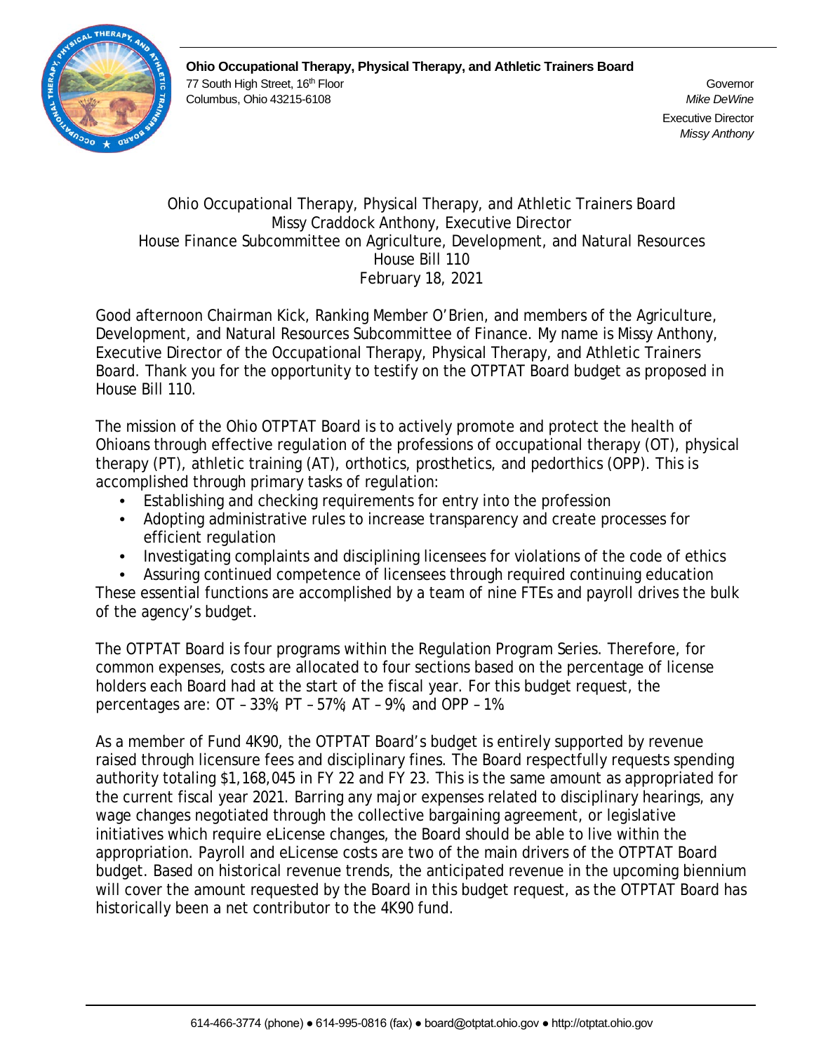**Ohio Occupational Therapy, Physical Therapy, and Athletic Trainers Board**
77 South High Street, 16th Floor
Columbus, Ohio 43215-6108

Governor
*Mike DeWine*

Executive Director
*Missy Anthony*

Ohio Occupational Therapy, Physical Therapy, and Athletic Trainers Board
Missy Craddock Anthony, Executive Director
House Finance Subcommittee on Agriculture, Development, and Natural Resources
House Bill 110
February 18, 2021

Good afternoon Chairman Kick, Ranking Member O'Brien, and members of the Agriculture, Development, and Natural Resources Subcommittee of Finance. My name is Missy Anthony, Executive Director of the Occupational Therapy, Physical Therapy, and Athletic Trainers Board. Thank you for the opportunity to testify on the OTPTAT Board budget as proposed in House Bill 110.

The mission of the Ohio OTPTAT Board is to actively promote and protect the health of Ohioans through effective regulation of the professions of occupational therapy (OT), physical therapy (PT), athletic training (AT), orthotics, prosthetics, and pedorthics (OPP). This is accomplished through primary tasks of regulation:

- Establishing and checking requirements for entry into the profession
- Adopting administrative rules to increase transparency and create processes for efficient regulation
- Investigating complaints and disciplining licensees for violations of the code of ethics
- Assuring continued competence of licensees through required continuing education

These essential functions are accomplished by a team of nine FTEs and payroll drives the bulk of the agency's budget.

The OTPTAT Board is four programs within the Regulation Program Series. Therefore, for common expenses, costs are allocated to four sections based on the percentage of license holders each Board had at the start of the fiscal year. For this budget request, the percentages are: OT – 33%; PT – 57%; AT – 9%, and OPP – 1%.

As a member of Fund 4K90, the OTPTAT Board's budget is entirely supported by revenue raised through licensure fees and disciplinary fines. The Board respectfully requests spending authority totaling $1,168,045 in FY 22 and FY 23. This is the same amount as appropriated for the current fiscal year 2021. Barring any major expenses related to disciplinary hearings, any wage changes negotiated through the collective bargaining agreement, or legislative initiatives which require eLicense changes, the Board should be able to live within the appropriation. Payroll and eLicense costs are two of the main drivers of the OTPTAT Board budget. Based on historical revenue trends, the anticipated revenue in the upcoming biennium will cover the amount requested by the Board in this budget request, as the OTPTAT Board has historically been a net contributor to the 4K90 fund.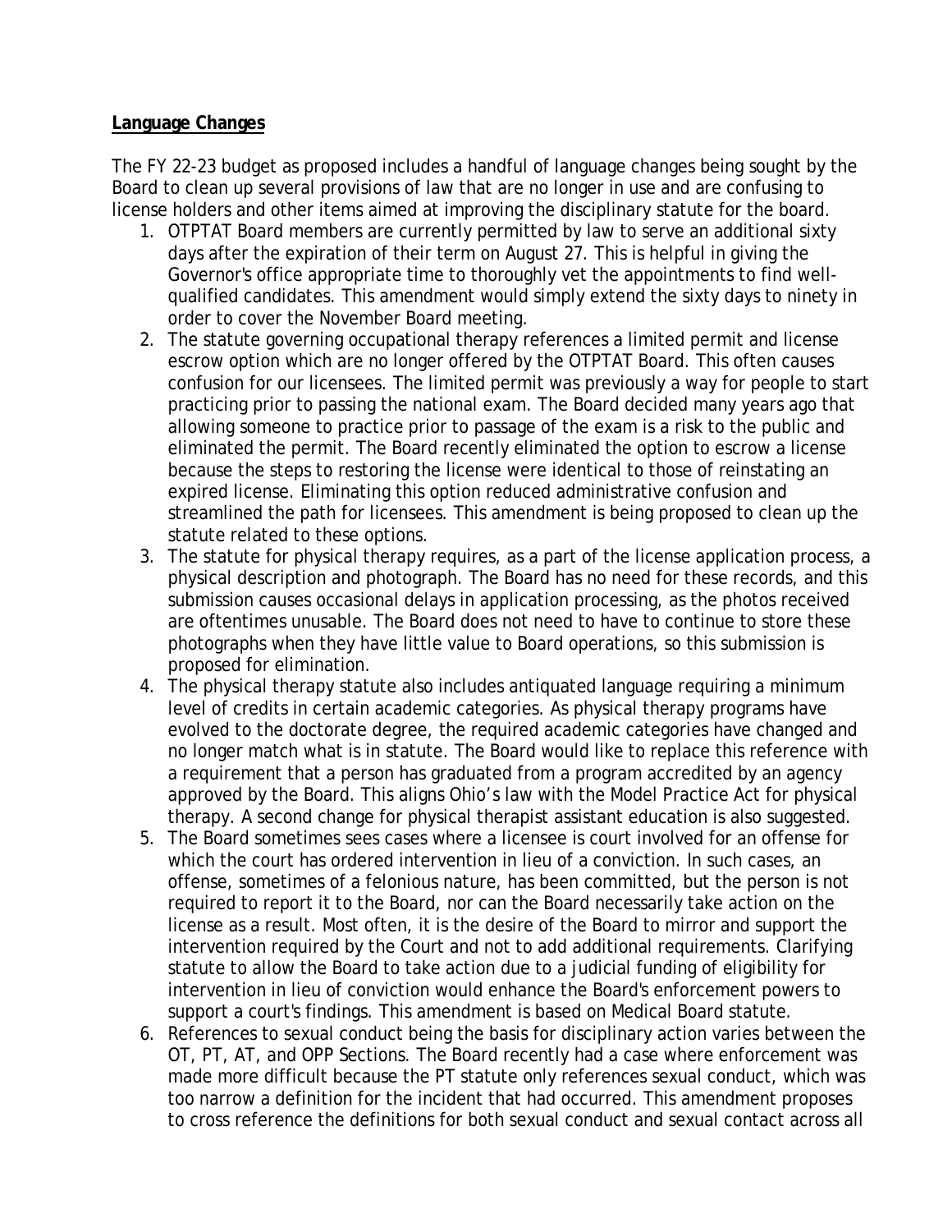**Language Changes**

The FY 22-23 budget as proposed includes a handful of language changes being sought by the Board to clean up several provisions of law that are no longer in use and are confusing to license holders and other items aimed at improving the disciplinary statute for the board.

1. OTPTAT Board members are currently permitted by law to serve an additional sixty days after the expiration of their term on August 27. This is helpful in giving the Governor's office appropriate time to thoroughly vet the appointments to find well-qualified candidates. This amendment would simply extend the sixty days to ninety in order to cover the November Board meeting.
2. The statute governing occupational therapy references a limited permit and license escrow option which are no longer offered by the OTPTAT Board. This often causes confusion for our licensees. The limited permit was previously a way for people to start practicing prior to passing the national exam. The Board decided many years ago that allowing someone to practice prior to passage of the exam is a risk to the public and eliminated the permit. The Board recently eliminated the option to escrow a license because the steps to restoring the license were identical to those of reinstating an expired license. Eliminating this option reduced administrative confusion and streamlined the path for licensees. This amendment is being proposed to clean up the statute related to these options.
3. The statute for physical therapy requires, as a part of the license application process, a physical description and photograph. The Board has no need for these records, and this submission causes occasional delays in application processing, as the photos received are oftentimes unusable. The Board does not need to have to continue to store these photographs when they have little value to Board operations, so this submission is proposed for elimination.
4. The physical therapy statute also includes antiquated language requiring a minimum level of credits in certain academic categories. As physical therapy programs have evolved to the doctorate degree, the required academic categories have changed and no longer match what is in statute. The Board would like to replace this reference with a requirement that a person has graduated from a program accredited by an agency approved by the Board. This aligns Ohio's law with the Model Practice Act for physical therapy. A second change for physical therapist assistant education is also suggested.
5. The Board sometimes sees cases where a licensee is court involved for an offense for which the court has ordered intervention in lieu of a conviction. In such cases, an offense, sometimes of a felonious nature, has been committed, but the person is not required to report it to the Board, nor can the Board necessarily take action on the license as a result. Most often, it is the desire of the Board to mirror and support the intervention required by the Court and not to add additional requirements. Clarifying statute to allow the Board to take action due to a judicial funding of eligibility for intervention in lieu of conviction would enhance the Board's enforcement powers to support a court's findings. This amendment is based on Medical Board statute.
6. References to sexual conduct being the basis for disciplinary action varies between the OT, PT, AT, and OPP Sections. The Board recently had a case where enforcement was made more difficult because the PT statute only references sexual conduct, which was too narrow a definition for the incident that had occurred. This amendment proposes to cross reference the definitions for both sexual conduct and sexual contact across all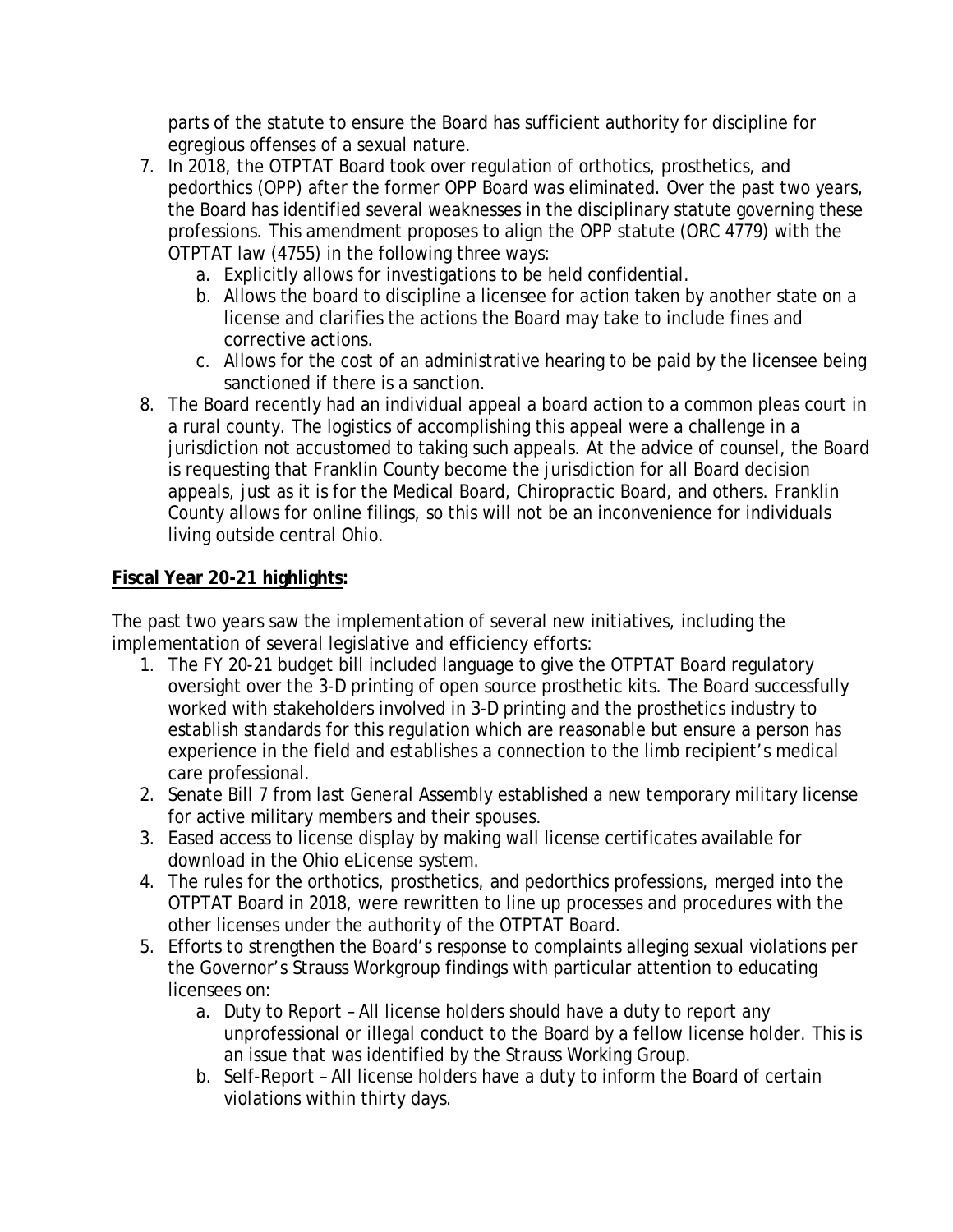parts of the statute to ensure the Board has sufficient authority for discipline for egregious offenses of a sexual nature.

7. In 2018, the OTPTAT Board took over regulation of orthotics, prosthetics, and pedorthics (OPP) after the former OPP Board was eliminated. Over the past two years, the Board has identified several weaknesses in the disciplinary statute governing these professions. This amendment proposes to align the OPP statute (ORC 4779) with the OTPTAT law (4755) in the following three ways:
   a. Explicitly allows for investigations to be held confidential.
   b. Allows the board to discipline a licensee for action taken by another state on a license and clarifies the actions the Board may take to include fines and corrective actions.
   c. Allows for the cost of an administrative hearing to be paid by the licensee being sanctioned if there is a sanction.
8. The Board recently had an individual appeal a board action to a common pleas court in a rural county. The logistics of accomplishing this appeal were a challenge in a jurisdiction not accustomed to taking such appeals. At the advice of counsel, the Board is requesting that Franklin County become the jurisdiction for all Board decision appeals, just as it is for the Medical Board, Chiropractic Board, and others. Franklin County allows for online filings, so this will not be an inconvenience for individuals living outside central Ohio.

**Fiscal Year 20-21 highlights:**

The past two years saw the implementation of several new initiatives, including the implementation of several legislative and efficiency efforts:

1. The FY 20-21 budget bill included language to give the OTPTAT Board regulatory oversight over the 3-D printing of open source prosthetic kits. The Board successfully worked with stakeholders involved in 3-D printing and the prosthetics industry to establish standards for this regulation which are reasonable but ensure a person has experience in the field and establishes a connection to the limb recipient's medical care professional.
2. Senate Bill 7 from last General Assembly established a new temporary military license for active military members and their spouses.
3. Eased access to license display by making wall license certificates available for download in the Ohio eLicense system.
4. The rules for the orthotics, prosthetics, and pedorthics professions, merged into the OTPTAT Board in 2018, were rewritten to line up processes and procedures with the other licenses under the authority of the OTPTAT Board.
5. Efforts to strengthen the Board's response to complaints alleging sexual violations per the Governor's Strauss Workgroup findings with particular attention to educating licensees on:
   a. Duty to Report – All license holders should have a duty to report any unprofessional or illegal conduct to the Board by a fellow license holder. This is an issue that was identified by the Strauss Working Group.
   b. Self-Report – All license holders have a duty to inform the Board of certain violations within thirty days.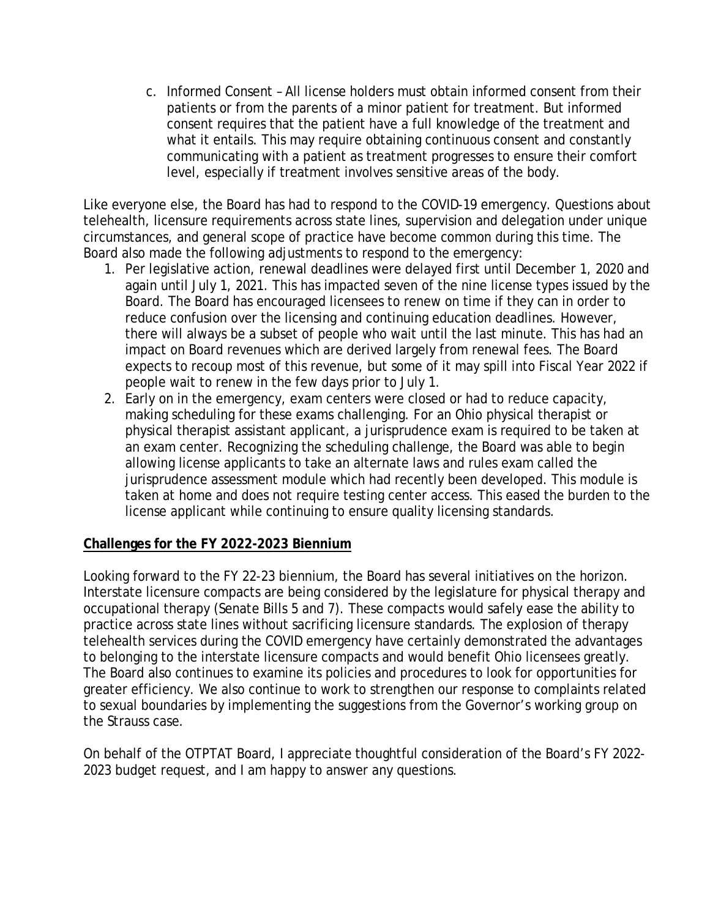c. Informed Consent – All license holders must obtain informed consent from their patients or from the parents of a minor patient for treatment. But informed consent requires that the patient have a full knowledge of the treatment and what it entails. This may require obtaining continuous consent and constantly communicating with a patient as treatment progresses to ensure their comfort level, especially if treatment involves sensitive areas of the body.

Like everyone else, the Board has had to respond to the COVID-19 emergency. Questions about telehealth, licensure requirements across state lines, supervision and delegation under unique circumstances, and general scope of practice have become common during this time. The Board also made the following adjustments to respond to the emergency:

1. Per legislative action, renewal deadlines were delayed first until December 1, 2020 and again until July 1, 2021. This has impacted seven of the nine license types issued by the Board. The Board has encouraged licensees to renew on time if they can in order to reduce confusion over the licensing and continuing education deadlines. However, there will always be a subset of people who wait until the last minute. This has had an impact on Board revenues which are derived largely from renewal fees. The Board expects to recoup most of this revenue, but some of it may spill into Fiscal Year 2022 if people wait to renew in the few days prior to July 1.
2. Early on in the emergency, exam centers were closed or had to reduce capacity, making scheduling for these exams challenging. For an Ohio physical therapist or physical therapist assistant applicant, a jurisprudence exam is required to be taken at an exam center. Recognizing the scheduling challenge, the Board was able to begin allowing license applicants to take an alternate laws and rules exam called the jurisprudence assessment module which had recently been developed. This module is taken at home and does not require testing center access. This eased the burden to the license applicant while continuing to ensure quality licensing standards.

**Challenges for the FY 2022-2023 Biennium**

Looking forward to the FY 22-23 biennium, the Board has several initiatives on the horizon. Interstate licensure compacts are being considered by the legislature for physical therapy and occupational therapy (Senate Bills 5 and 7). These compacts would safely ease the ability to practice across state lines without sacrificing licensure standards. The explosion of therapy telehealth services during the COVID emergency have certainly demonstrated the advantages to belonging to the interstate licensure compacts and would benefit Ohio licensees greatly. The Board also continues to examine its policies and procedures to look for opportunities for greater efficiency. We also continue to work to strengthen our response to complaints related to sexual boundaries by implementing the suggestions from the Governor's working group on the Strauss case.

On behalf of the OTPTAT Board, I appreciate thoughtful consideration of the Board's FY 2022-2023 budget request, and I am happy to answer any questions.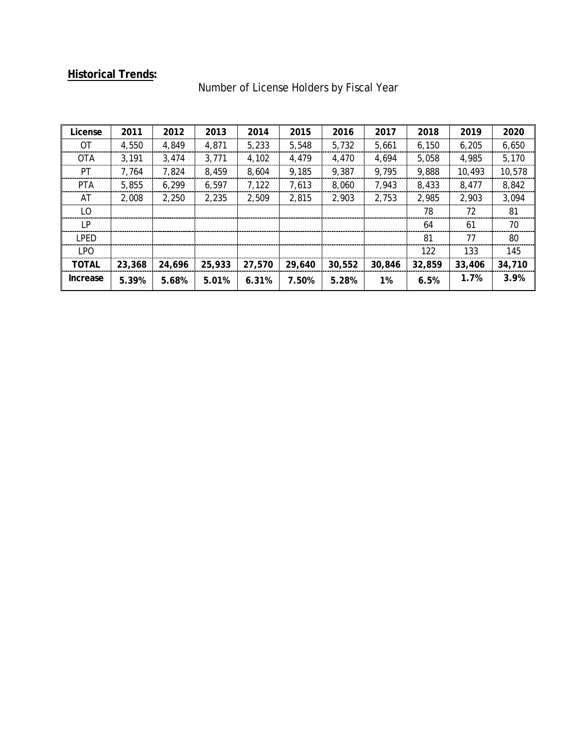**Historical Trends:**

Number of License Holders by Fiscal Year

| License | 2011 | 2012 | 2013 | 2014 | 2015 | 2016 | 2017 | 2018 | 2019 | 2020 |
|---|---|---|---|---|---|---|---|---|---|---|
| OT | 4,550 | 4,849 | 4,871 | 5,233 | 5,548 | 5,732 | 5,661 | 6,150 | 6,205 | 6,650 |
| OTA | 3,191 | 3,474 | 3,771 | 4,102 | 4,479 | 4,470 | 4,694 | 5,058 | 4,985 | 5,170 |
| PT | 7,764 | 7,824 | 8,459 | 8,604 | 9,185 | 9,387 | 9,795 | 9,888 | 10,493 | 10,578 |
| PTA | 5,855 | 6,299 | 6,597 | 7,122 | 7,613 | 8,060 | 7,943 | 8,433 | 8,477 | 8,842 |
| AT | 2,008 | 2,250 | 2,235 | 2,509 | 2,815 | 2,903 | 2,753 | 2,985 | 2,903 | 3,094 |
| LO | | | | | | | | 78 | 72 | 81 |
| LP | | | | | | | | 64 | 61 | 70 |
| LPED | | | | | | | | 81 | 77 | 80 |
| LPO | | | | | | | | 122 | 133 | 145 |
| **TOTAL** | **23,368** | **24,696** | **25,933** | **27,570** | **29,640** | **30,552** | **30,846** | **32,859** | **33,406** | **34,710** |
| **Increase** | **5.39%** | **5.68%** | **5.01%** | **6.31%** | **7.50%** | **5.28%** | **1%** | **6.5%** | **1.7%** | **3.9%** |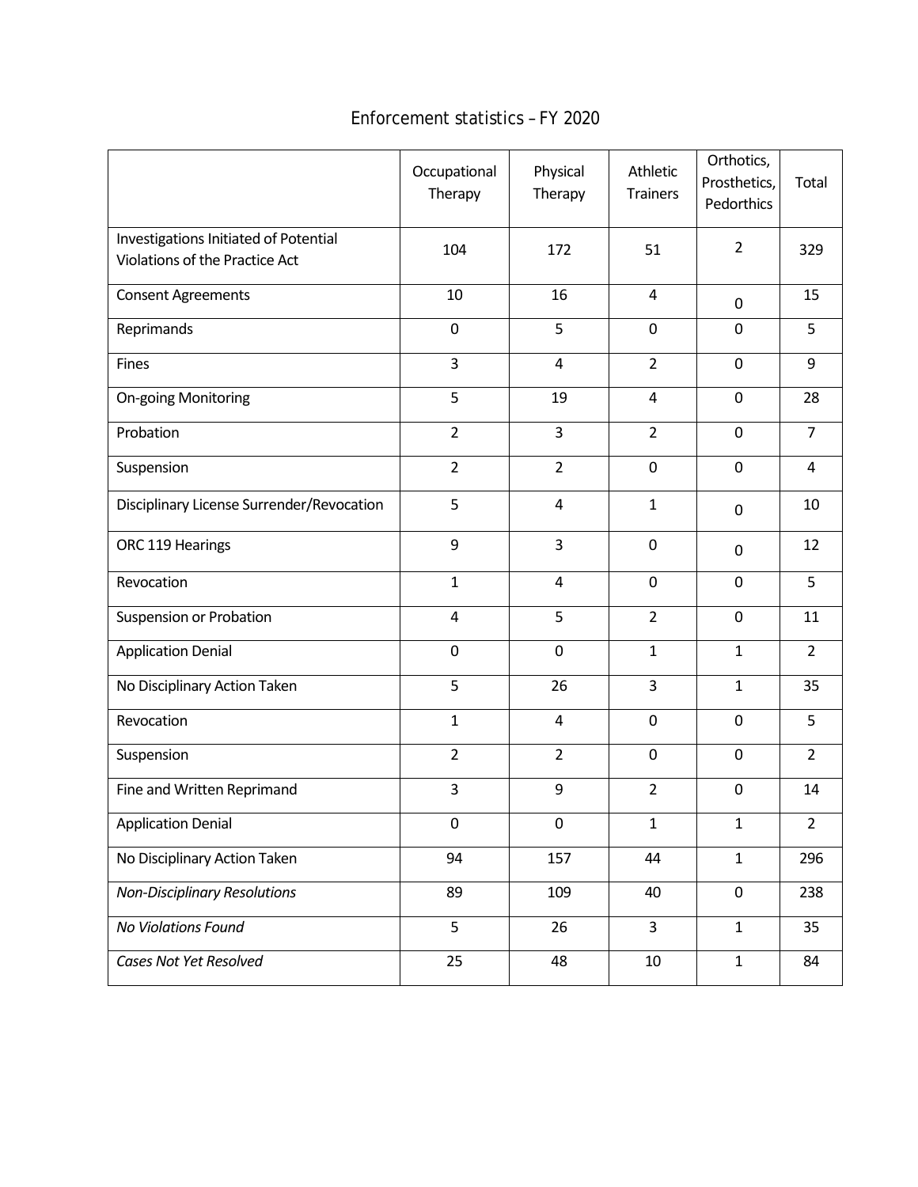Enforcement statistics – FY 2020

| | Occupational Therapy | Physical Therapy | Athletic Trainers | Orthotics, Prosthetics, Pedorthics | Total |
|---|---|---|---|---|---|
| Investigations Initiated of Potential Violations of the Practice Act | 104 | 172 | 51 | 2 | 329 |
| Consent Agreements | 10 | 16 | 4 | 0 | 15 |
| Reprimands | 0 | 5 | 0 | 0 | 5 |
| Fines | 3 | 4 | 2 | 0 | 9 |
| On-going Monitoring | 5 | 19 | 4 | 0 | 28 |
| Probation | 2 | 3 | 2 | 0 | 7 |
| Suspension | 2 | 2 | 0 | 0 | 4 |
| Disciplinary License Surrender/Revocation | 5 | 4 | 1 | 0 | 10 |
| ORC 119 Hearings | 9 | 3 | 0 | 0 | 12 |
| Revocation | 1 | 4 | 0 | 0 | 5 |
| Suspension or Probation | 4 | 5 | 2 | 0 | 11 |
| Application Denial | 0 | 0 | 1 | 1 | 2 |
| No Disciplinary Action Taken | 5 | 26 | 3 | 1 | 35 |
| Revocation | 1 | 4 | 0 | 0 | 5 |
| Suspension | 2 | 2 | 0 | 0 | 2 |
| Fine and Written Reprimand | 3 | 9 | 2 | 0 | 14 |
| Application Denial | 0 | 0 | 1 | 1 | 2 |
| No Disciplinary Action Taken | 94 | 157 | 44 | 1 | 296 |
| *Non-Disciplinary Resolutions* | 89 | 109 | 40 | 0 | 238 |
| *No Violations Found* | 5 | 26 | 3 | 1 | 35 |
| *Cases Not Yet Resolved* | 25 | 48 | 10 | 1 | 84 |